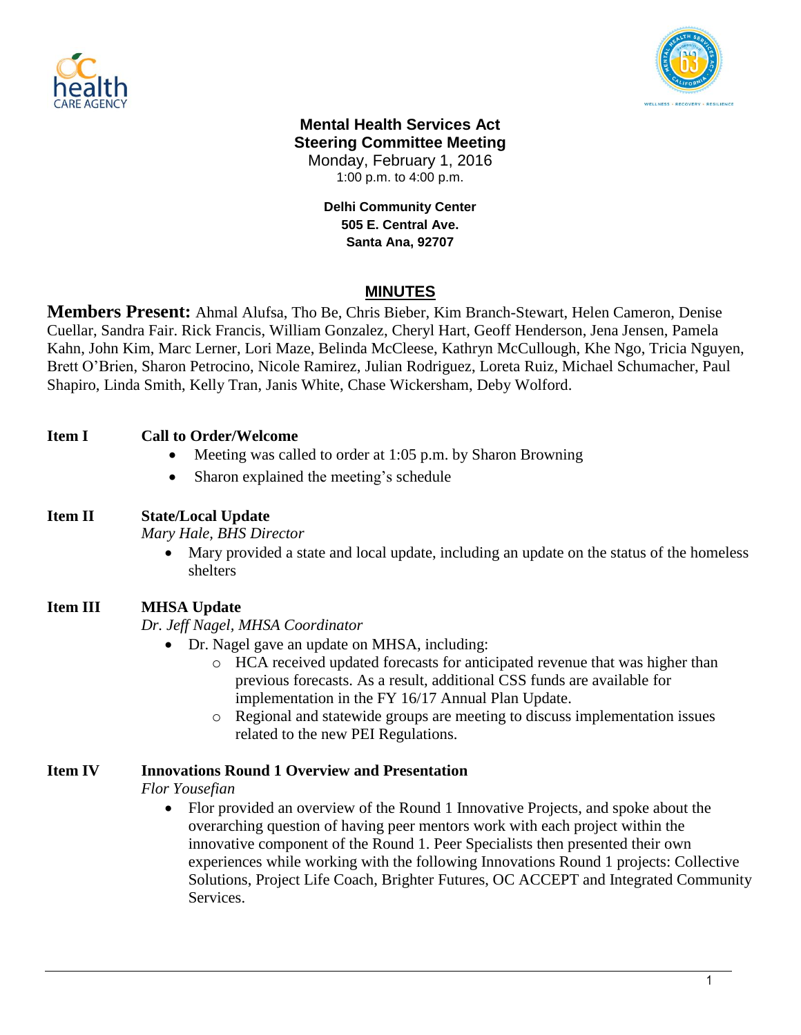# Mental Health Services Act
## Steering Committee Meeting

Monday, February 1, 2016
1:00 p.m. to 4:00 p.m.

**Delhi Community Center**
**505 E. Central Ave.**
**Santa Ana, 92707**

## MINUTES

**Members Present:** Ahmal Alufsa, Tho Be, Chris Bieber, Kim Branch-Stewart, Helen Cameron, Denise Cuellar, Sandra Fair. Rick Francis, William Gonzalez, Cheryl Hart, Geoff Henderson, Jena Jensen, Pamela Kahn, John Kim, Marc Lerner, Lori Maze, Belinda McCleese, Kathryn McCullough, Khe Ngo, Tricia Nguyen, Brett O'Brien, Sharon Petrocino, Nicole Ramirez, Julian Rodriguez, Loreta Ruiz, Michael Schumacher, Paul Shapiro, Linda Smith, Kelly Tran, Janis White, Chase Wickersham, Deby Wolford.

**Item I — Call to Order/Welcome**

- Meeting was called to order at 1:05 p.m. by Sharon Browning
- Sharon explained the meeting's schedule

**Item II — State/Local Update**

*Mary Hale, BHS Director*

- Mary provided a state and local update, including an update on the status of the homeless shelters

**Item III — MHSA Update**

*Dr. Jeff Nagel, MHSA Coordinator*

- Dr. Nagel gave an update on MHSA, including:
  - HCA received updated forecasts for anticipated revenue that was higher than previous forecasts. As a result, additional CSS funds are available for implementation in the FY 16/17 Annual Plan Update.
  - Regional and statewide groups are meeting to discuss implementation issues related to the new PEI Regulations.

**Item IV — Innovations Round 1 Overview and Presentation**

*Flor Yousefian*

- Flor provided an overview of the Round 1 Innovative Projects, and spoke about the overarching question of having peer mentors work with each project within the innovative component of the Round 1. Peer Specialists then presented their own experiences while working with the following Innovations Round 1 projects: Collective Solutions, Project Life Coach, Brighter Futures, OC ACCEPT and Integrated Community Services.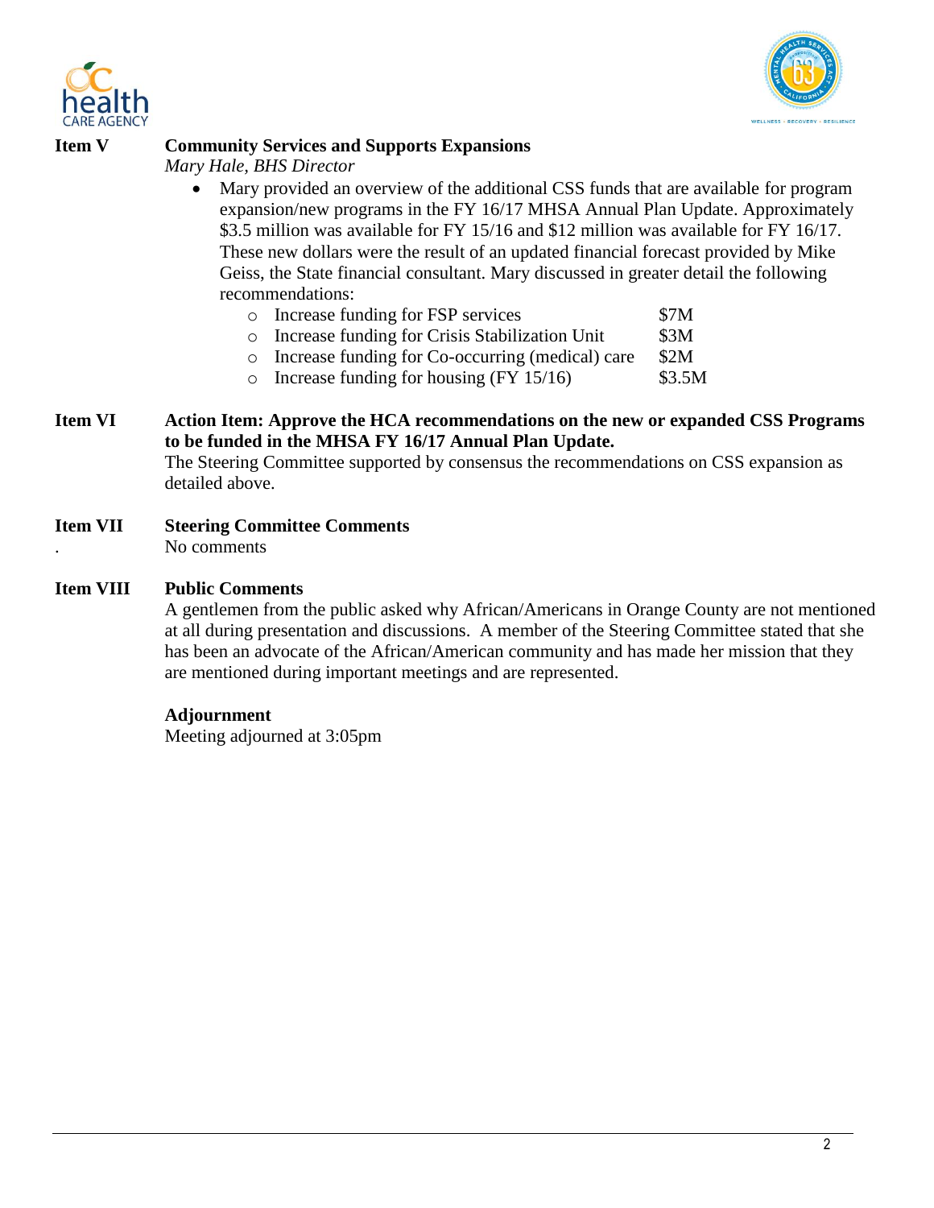**Item V** **Community Services and Supports Expansions**

*Mary Hale, BHS Director*

- Mary provided an overview of the additional CSS funds that are available for program expansion/new programs in the FY 16/17 MHSA Annual Plan Update. Approximately $3.5 million was available for FY 15/16 and $12 million was available for FY 16/17. These new dollars were the result of an updated financial forecast provided by Mike Geiss, the State financial consultant. Mary discussed in greater detail the following recommendations:
  - Increase funding for FSP services $7M
  - Increase funding for Crisis Stabilization Unit $3M
  - Increase funding for Co-occurring (medical) care $2M
  - Increase funding for housing (FY 15/16) $3.5M

**Item VI** **Action Item: Approve the HCA recommendations on the new or expanded CSS Programs to be funded in the MHSA FY 16/17 Annual Plan Update.**

The Steering Committee supported by consensus the recommendations on CSS expansion as detailed above.

**Item VII** **Steering Committee Comments**

No comments

**Item VIII** **Public Comments**

A gentlemen from the public asked why African/Americans in Orange County are not mentioned at all during presentation and discussions. A member of the Steering Committee stated that she has been an advocate of the African/American community and has made her mission that they are mentioned during important meetings and are represented.

**Adjournment**

Meeting adjourned at 3:05pm